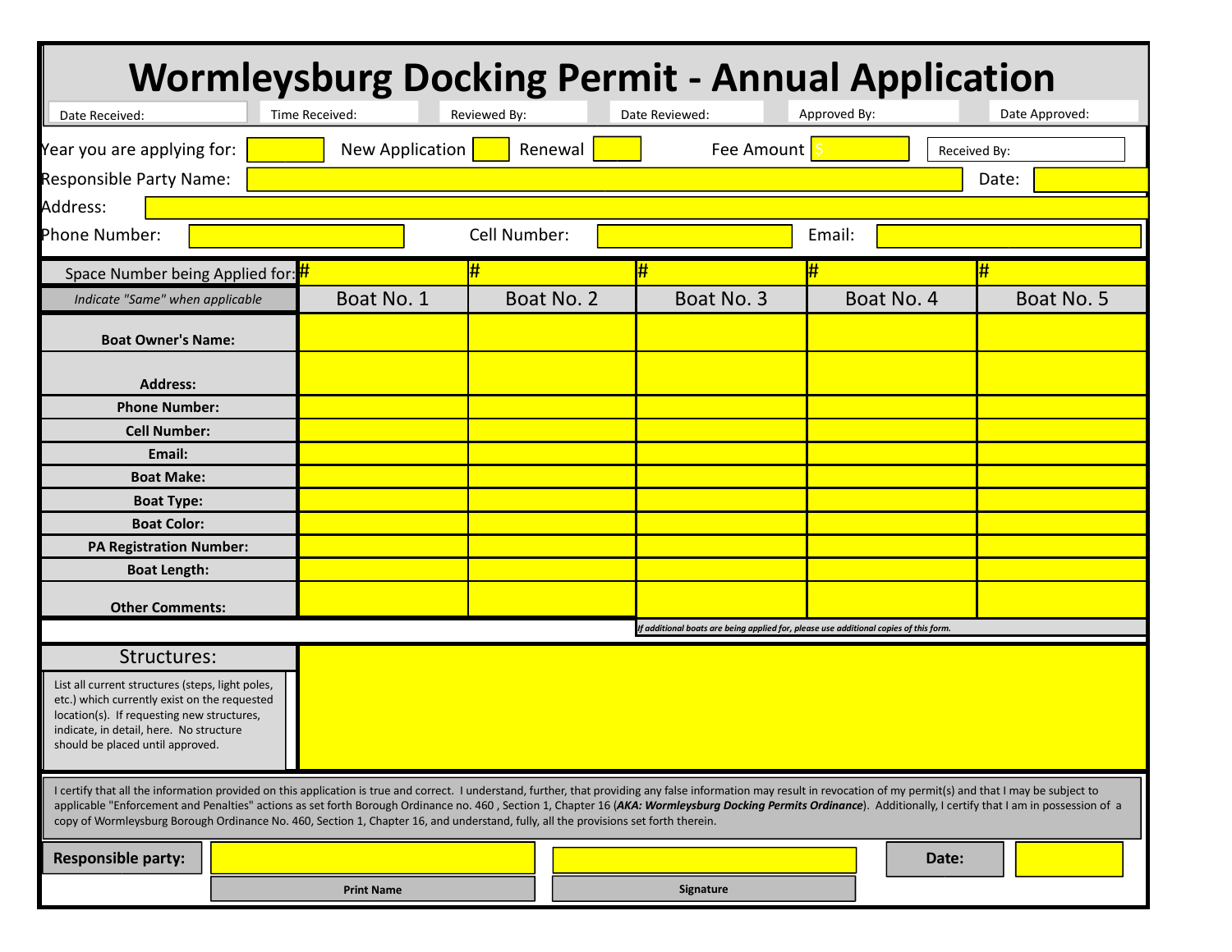# Wormleysburg Docking Permit - Annual Application

| Date Received: | Time Received: | Reviewed By: | Date Reviewed: | Approved By: | Date Approved: |
|---|---|---|---|---|---|

Year you are applying for: ______ New Application ______ Renewal ______ Fee Amount $ ______ Received By: ______

Responsible Party Name: ______ Date: ______

Address: ______

Phone Number: ______ Cell Number: ______ Email: ______

| Space Number being Applied for: | # | # | # | # | # |
|---|---|---|---|---|---|
| *Indicate "Same" when applicable* | Boat No. 1 | Boat No. 2 | Boat No. 3 | Boat No. 4 | Boat No. 5 |
| **Boat Owner's Name:** | | | | | |
| **Address:** | | | | | |
| **Phone Number:** | | | | | |
| **Cell Number:** | | | | | |
| **Email:** | | | | | |
| **Boat Make:** | | | | | |
| **Boat Type:** | | | | | |
| **Boat Color:** | | | | | |
| **PA Registration Number:** | | | | | |
| **Boat Length:** | | | | | |
| **Other Comments:** | | | | | |

*If additional boats are being applied for, please use additional copies of this form.*

## Structures:

List all current structures (steps, light poles, etc.) which currently exist on the requested location(s). If requesting new structures, indicate, in detail, here. No structure should be placed until approved.

I certify that all the information provided on this application is true and correct. I understand, further, that providing any false information may result in revocation of my permit(s) and that I may be subject to applicable "Enforcement and Penalties" actions as set forth Borough Ordinance no. 460 , Section 1, Chapter 16 (***AKA: Wormleysburg Docking Permits Ordinance***). Additionally, I certify that I am in possession of a copy of Wormleysburg Borough Ordinance No. 460, Section 1, Chapter 16, and understand, fully, all the provisions set forth therein.

**Responsible party:** ______ (**Print Name**) ______ (**Signature**) **Date:** ______